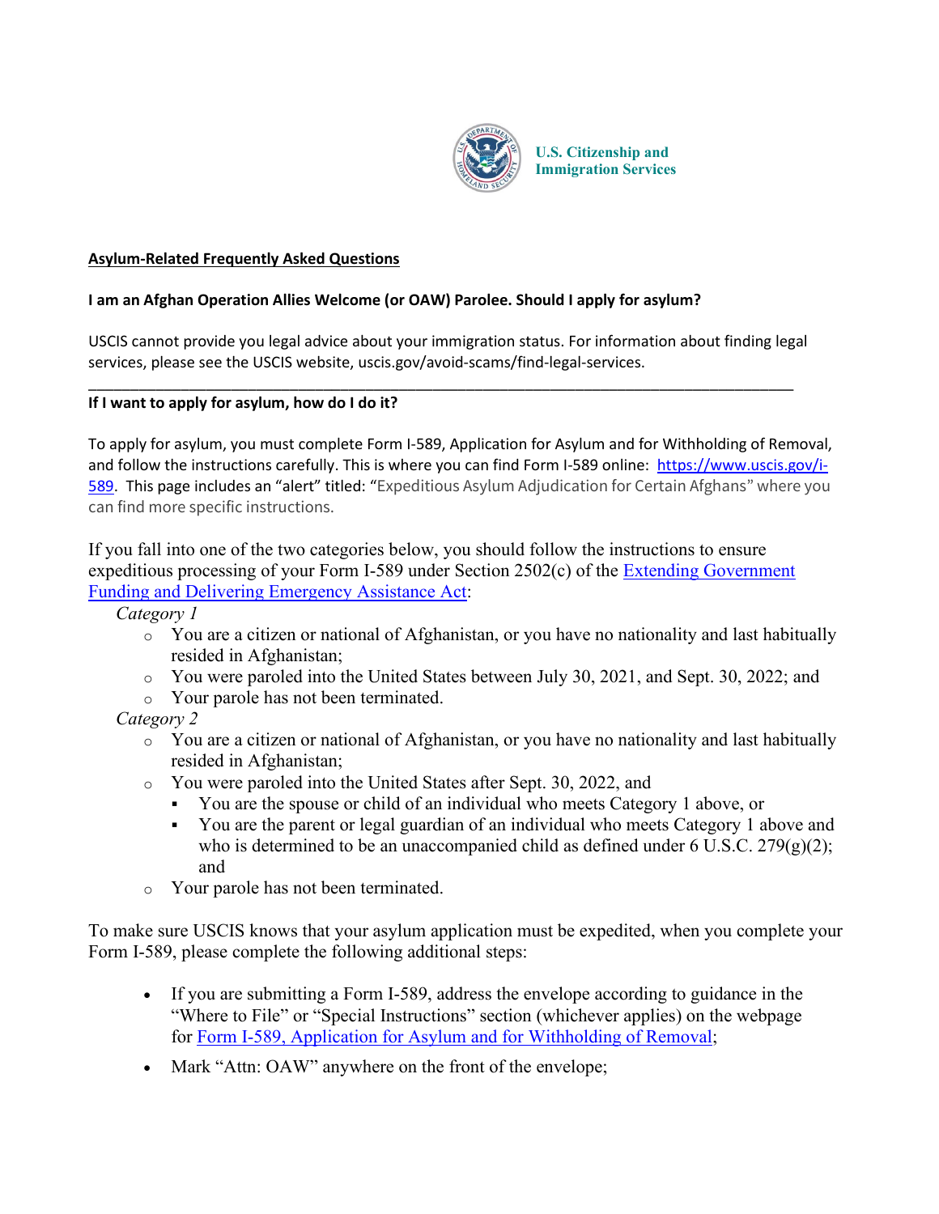U.S. Citizenship and Immigration Services

## Asylum-Related Frequently Asked Questions

**I am an Afghan Operation Allies Welcome (or OAW) Parolee. Should I apply for asylum?**

USCIS cannot provide you legal advice about your immigration status. For information about finding legal services, please see the USCIS website, uscis.gov/avoid-scams/find-legal-services.

---

**If I want to apply for asylum, how do I do it?**

To apply for asylum, you must complete Form I-589, Application for Asylum and for Withholding of Removal, and follow the instructions carefully. This is where you can find Form I-589 online: [https://www.uscis.gov/i-589](https://www.uscis.gov/i-589). This page includes an "alert" titled: "Expeditious Asylum Adjudication for Certain Afghans" where you can find more specific instructions.

If you fall into one of the two categories below, you should follow the instructions to ensure expeditious processing of your Form I-589 under Section 2502(c) of the [Extending Government Funding and Delivering Emergency Assistance Act](#):

*Category 1*

- You are a citizen or national of Afghanistan, or you have no nationality and last habitually resided in Afghanistan;
- You were paroled into the United States between July 30, 2021, and Sept. 30, 2022; and
- Your parole has not been terminated.

*Category 2*

- You are a citizen or national of Afghanistan, or you have no nationality and last habitually resided in Afghanistan;
- You were paroled into the United States after Sept. 30, 2022, and
  - You are the spouse or child of an individual who meets Category 1 above, or
  - You are the parent or legal guardian of an individual who meets Category 1 above and who is determined to be an unaccompanied child as defined under 6 U.S.C. 279(g)(2); and
- Your parole has not been terminated.

To make sure USCIS knows that your asylum application must be expedited, when you complete your Form I-589, please complete the following additional steps:

- If you are submitting a Form I-589, address the envelope according to guidance in the "Where to File" or "Special Instructions" section (whichever applies) on the webpage for [Form I-589, Application for Asylum and for Withholding of Removal](#);
- Mark "Attn: OAW" anywhere on the front of the envelope;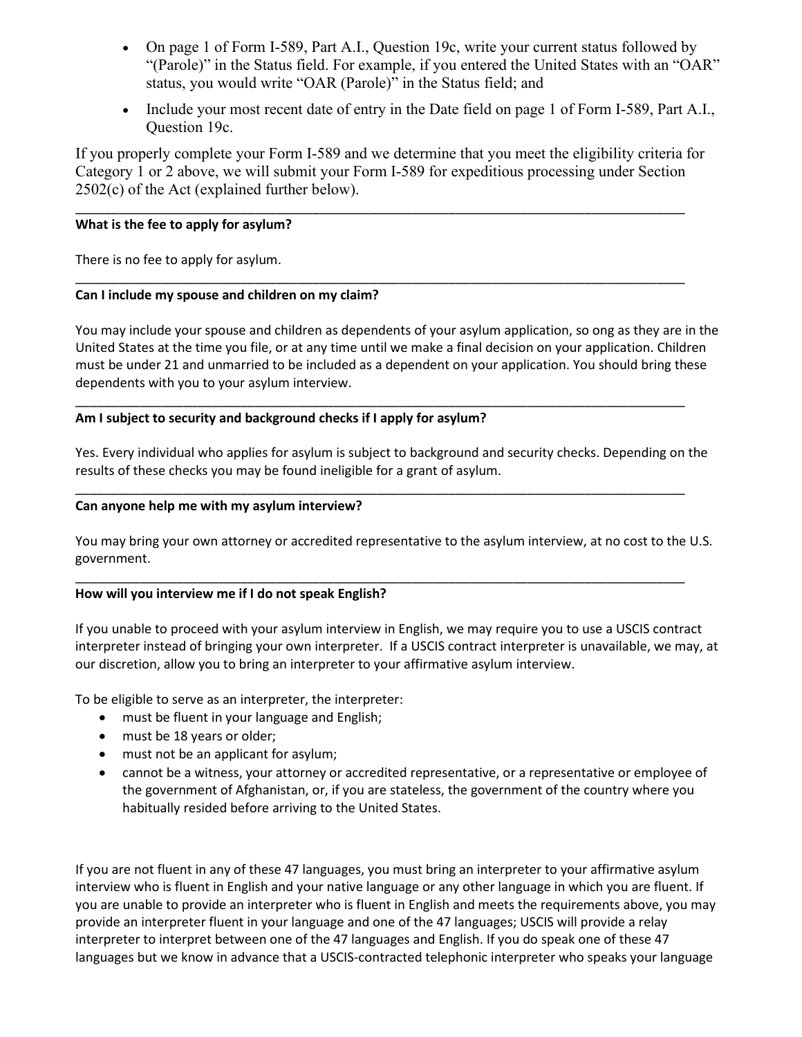- On page 1 of Form I-589, Part A.I., Question 19c, write your current status followed by "(Parole)" in the Status field. For example, if you entered the United States with an "OAR" status, you would write "OAR (Parole)" in the Status field; and
- Include your most recent date of entry in the Date field on page 1 of Form I-589, Part A.I., Question 19c.

If you properly complete your Form I-589 and we determine that you meet the eligibility criteria for Category 1 or 2 above, we will submit your Form I-589 for expeditious processing under Section 2502(c) of the Act (explained further below).

---

**What is the fee to apply for asylum?**

There is no fee to apply for asylum.

---

**Can I include my spouse and children on my claim?**

You may include your spouse and children as dependents of your asylum application, so ong as they are in the United States at the time you file, or at any time until we make a final decision on your application. Children must be under 21 and unmarried to be included as a dependent on your application. You should bring these dependents with you to your asylum interview.

---

**Am I subject to security and background checks if I apply for asylum?**

Yes. Every individual who applies for asylum is subject to background and security checks. Depending on the results of these checks you may be found ineligible for a grant of asylum.

---

**Can anyone help me with my asylum interview?**

You may bring your own attorney or accredited representative to the asylum interview, at no cost to the U.S. government.

---

**How will you interview me if I do not speak English?**

If you unable to proceed with your asylum interview in English, we may require you to use a USCIS contract interpreter instead of bringing your own interpreter. If a USCIS contract interpreter is unavailable, we may, at our discretion, allow you to bring an interpreter to your affirmative asylum interview.

To be eligible to serve as an interpreter, the interpreter:

- must be fluent in your language and English;
- must be 18 years or older;
- must not be an applicant for asylum;
- cannot be a witness, your attorney or accredited representative, or a representative or employee of the government of Afghanistan, or, if you are stateless, the government of the country where you habitually resided before arriving to the United States.

If you are not fluent in any of these 47 languages, you must bring an interpreter to your affirmative asylum interview who is fluent in English and your native language or any other language in which you are fluent. If you are unable to provide an interpreter who is fluent in English and meets the requirements above, you may provide an interpreter fluent in your language and one of the 47 languages; USCIS will provide a relay interpreter to interpret between one of the 47 languages and English. If you do speak one of these 47 languages but we know in advance that a USCIS-contracted telephonic interpreter who speaks your language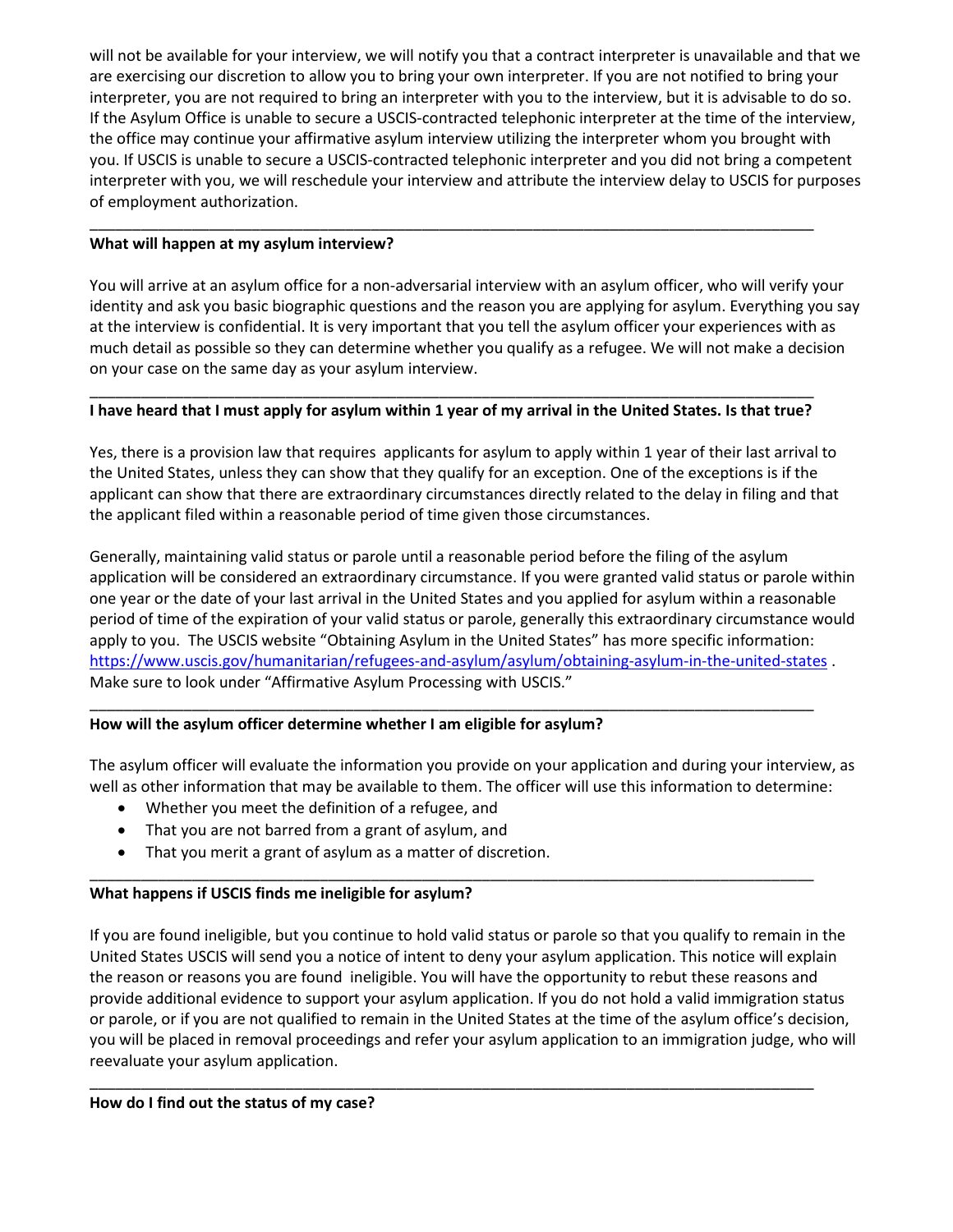will not be available for your interview, we will notify you that a contract interpreter is unavailable and that we are exercising our discretion to allow you to bring your own interpreter. If you are not notified to bring your interpreter, you are not required to bring an interpreter with you to the interview, but it is advisable to do so. If the Asylum Office is unable to secure a USCIS-contracted telephonic interpreter at the time of the interview, the office may continue your affirmative asylum interview utilizing the interpreter whom you brought with you. If USCIS is unable to secure a USCIS-contracted telephonic interpreter and you did not bring a competent interpreter with you, we will reschedule your interview and attribute the interview delay to USCIS for purposes of employment authorization.

---

**What will happen at my asylum interview?**

You will arrive at an asylum office for a non-adversarial interview with an asylum officer, who will verify your identity and ask you basic biographic questions and the reason you are applying for asylum. Everything you say at the interview is confidential. It is very important that you tell the asylum officer your experiences with as much detail as possible so they can determine whether you qualify as a refugee. We will not make a decision on your case on the same day as your asylum interview.

---

**I have heard that I must apply for asylum within 1 year of my arrival in the United States. Is that true?**

Yes, there is a provision law that requires applicants for asylum to apply within 1 year of their last arrival to the United States, unless they can show that they qualify for an exception. One of the exceptions is if the applicant can show that there are extraordinary circumstances directly related to the delay in filing and that the applicant filed within a reasonable period of time given those circumstances.

Generally, maintaining valid status or parole until a reasonable period before the filing of the asylum application will be considered an extraordinary circumstance. If you were granted valid status or parole within one year or the date of your last arrival in the United States and you applied for asylum within a reasonable period of time of the expiration of your valid status or parole, generally this extraordinary circumstance would apply to you. The USCIS website "Obtaining Asylum in the United States" has more specific information: https://www.uscis.gov/humanitarian/refugees-and-asylum/asylum/obtaining-asylum-in-the-united-states . Make sure to look under "Affirmative Asylum Processing with USCIS."

---

**How will the asylum officer determine whether I am eligible for asylum?**

The asylum officer will evaluate the information you provide on your application and during your interview, as well as other information that may be available to them. The officer will use this information to determine:

- Whether you meet the definition of a refugee, and
- That you are not barred from a grant of asylum, and
- That you merit a grant of asylum as a matter of discretion.

---

**What happens if USCIS finds me ineligible for asylum?**

If you are found ineligible, but you continue to hold valid status or parole so that you qualify to remain in the United States USCIS will send you a notice of intent to deny your asylum application. This notice will explain the reason or reasons you are found ineligible. You will have the opportunity to rebut these reasons and provide additional evidence to support your asylum application. If you do not hold a valid immigration status or parole, or if you are not qualified to remain in the United States at the time of the asylum office's decision, you will be placed in removal proceedings and refer your asylum application to an immigration judge, who will reevaluate your asylum application.

---

**How do I find out the status of my case?**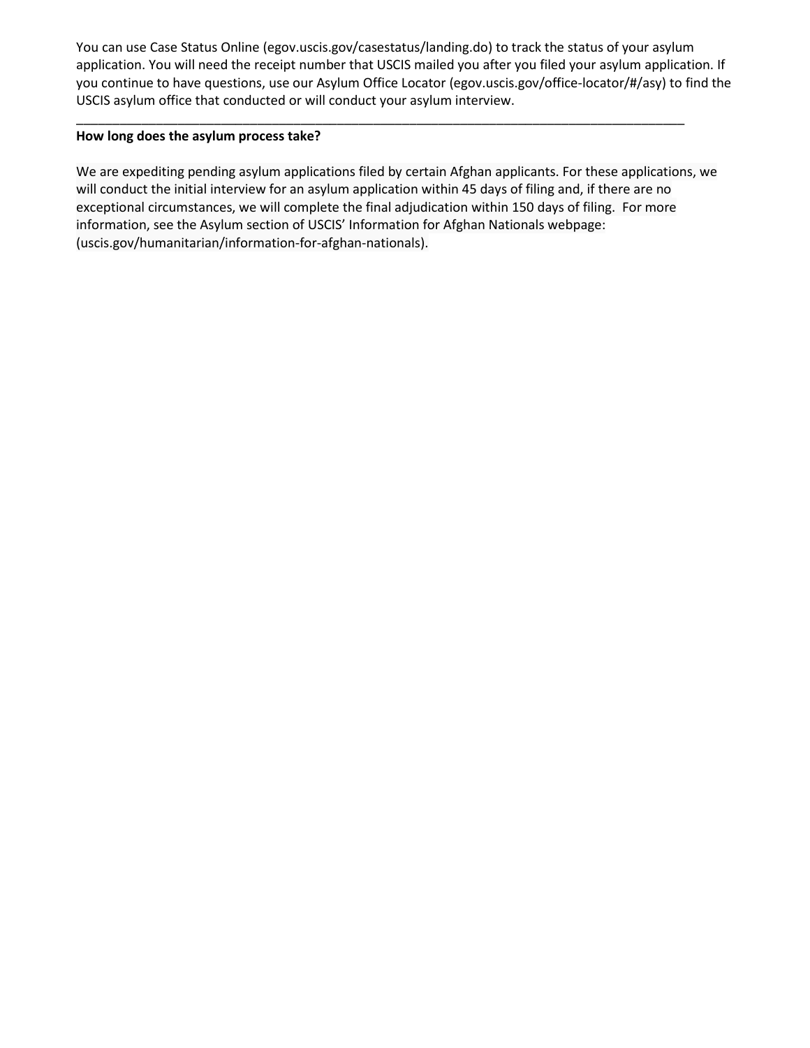You can use Case Status Online (egov.uscis.gov/casestatus/landing.do) to track the status of your asylum application. You will need the receipt number that USCIS mailed you after you filed your asylum application. If you continue to have questions, use our Asylum Office Locator (egov.uscis.gov/office-locator/#/asy) to find the USCIS asylum office that conducted or will conduct your asylum interview.

---

**How long does the asylum process take?**

We are expediting pending asylum applications filed by certain Afghan applicants. For these applications, we will conduct the initial interview for an asylum application within 45 days of filing and, if there are no exceptional circumstances, we will complete the final adjudication within 150 days of filing. For more information, see the Asylum section of USCIS' Information for Afghan Nationals webpage: (uscis.gov/humanitarian/information-for-afghan-nationals).